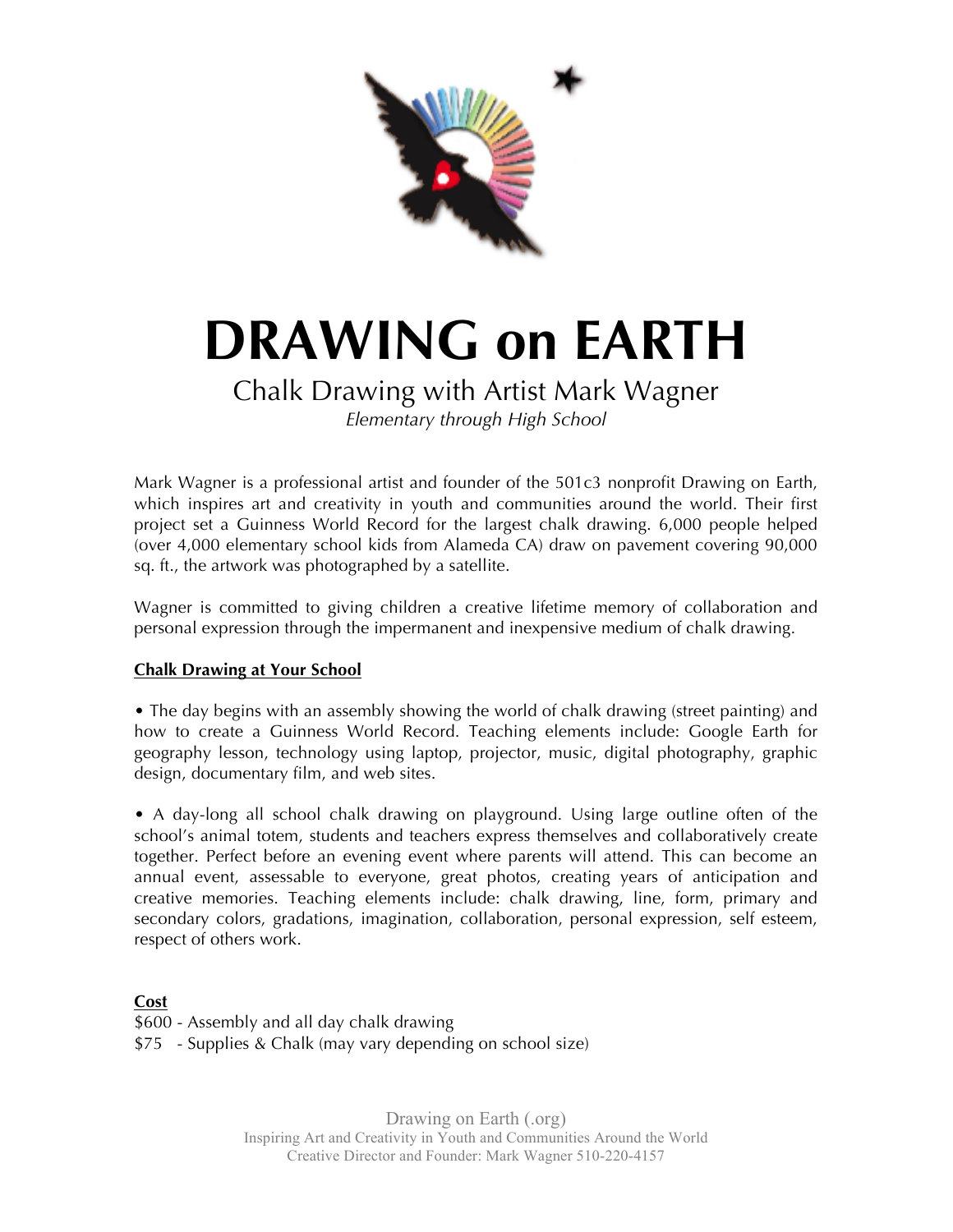# DRAWING on EARTH

## Chalk Drawing with Artist Mark Wagner

*Elementary through High School*

Mark Wagner is a professional artist and founder of the 501c3 nonprofit Drawing on Earth, which inspires art and creativity in youth and communities around the world. Their first project set a Guinness World Record for the largest chalk drawing. 6,000 people helped (over 4,000 elementary school kids from Alameda CA) draw on pavement covering 90,000 sq. ft., the artwork was photographed by a satellite.

Wagner is committed to giving children a creative lifetime memory of collaboration and personal expression through the impermanent and inexpensive medium of chalk drawing.

**<u>Chalk Drawing at Your School</u>**

• The day begins with an assembly showing the world of chalk drawing (street painting) and how to create a Guinness World Record. Teaching elements include: Google Earth for geography lesson, technology using laptop, projector, music, digital photography, graphic design, documentary film, and web sites.

• A day-long all school chalk drawing on playground. Using large outline often of the school's animal totem, students and teachers express themselves and collaboratively create together. Perfect before an evening event where parents will attend. This can become an annual event, assessable to everyone, great photos, creating years of anticipation and creative memories. Teaching elements include: chalk drawing, line, form, primary and secondary colors, gradations, imagination, collaboration, personal expression, self esteem, respect of others work.

**<u>Cost</u>**

$600 - Assembly and all day chalk drawing
$75 - Supplies & Chalk (may vary depending on school size)

Drawing on Earth (.org)
Inspiring Art and Creativity in Youth and Communities Around the World
Creative Director and Founder: Mark Wagner 510-220-4157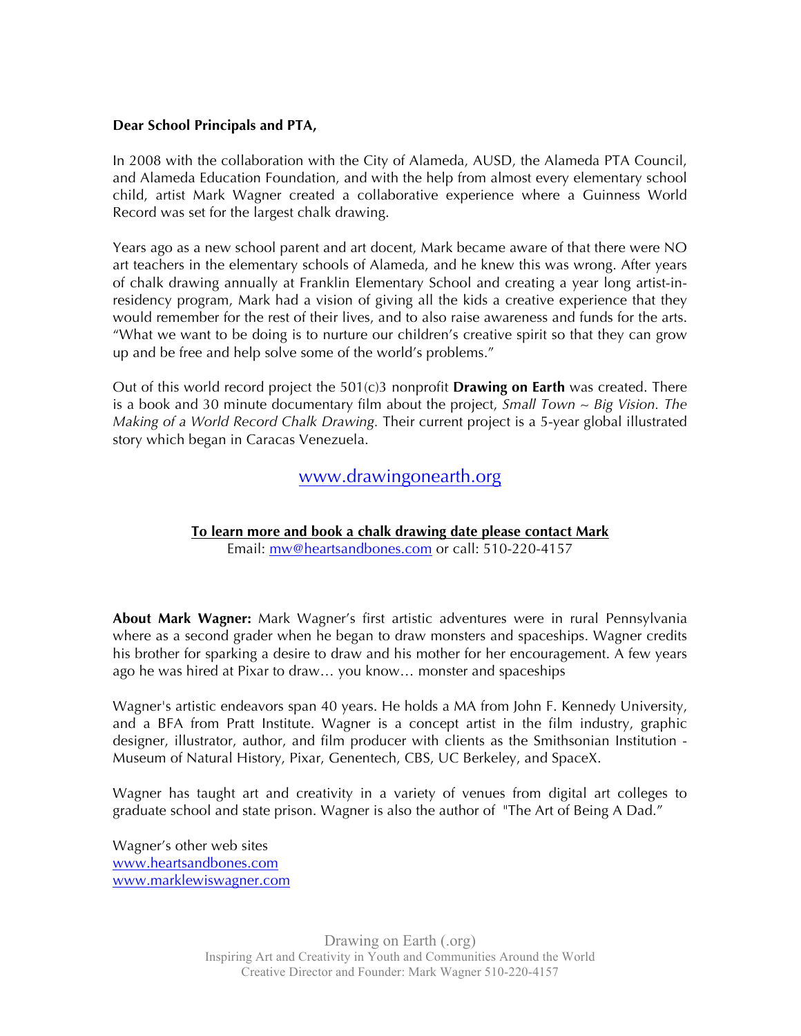**Dear School Principals and PTA,**

In 2008 with the collaboration with the City of Alameda, AUSD, the Alameda PTA Council, and Alameda Education Foundation, and with the help from almost every elementary school child, artist Mark Wagner created a collaborative experience where a Guinness World Record was set for the largest chalk drawing.

Years ago as a new school parent and art docent, Mark became aware of that there were NO art teachers in the elementary schools of Alameda, and he knew this was wrong. After years of chalk drawing annually at Franklin Elementary School and creating a year long artist-in-residency program, Mark had a vision of giving all the kids a creative experience that they would remember for the rest of their lives, and to also raise awareness and funds for the arts. "What we want to be doing is to nurture our children's creative spirit so that they can grow up and be free and help solve some of the world's problems."

Out of this world record project the 501(c)3 nonprofit **Drawing on Earth** was created. There is a book and 30 minute documentary film about the project, *Small Town ~ Big Vision. The Making of a World Record Chalk Drawing.* Their current project is a 5-year global illustrated story which began in Caracas Venezuela.

[www.drawingonearth.org](http://www.drawingonearth.org)

**To learn more and book a chalk drawing date please contact Mark**
Email: [mw@heartsandbones.com](mailto:mw@heartsandbones.com) or call: 510-220-4157

**About Mark Wagner:** Mark Wagner's first artistic adventures were in rural Pennsylvania where as a second grader when he began to draw monsters and spaceships. Wagner credits his brother for sparking a desire to draw and his mother for her encouragement. A few years ago he was hired at Pixar to draw… you know… monster and spaceships

Wagner's artistic endeavors span 40 years. He holds a MA from John F. Kennedy University, and a BFA from Pratt Institute. Wagner is a concept artist in the film industry, graphic designer, illustrator, author, and film producer with clients as the Smithsonian Institution - Museum of Natural History, Pixar, Genentech, CBS, UC Berkeley, and SpaceX.

Wagner has taught art and creativity in a variety of venues from digital art colleges to graduate school and state prison. Wagner is also the author of "The Art of Being A Dad."

Wagner's other web sites
[www.heartsandbones.com](http://www.heartsandbones.com)
[www.marklewiswagner.com](http://www.marklewiswagner.com)

Drawing on Earth (.org)
Inspiring Art and Creativity in Youth and Communities Around the World
Creative Director and Founder: Mark Wagner 510-220-4157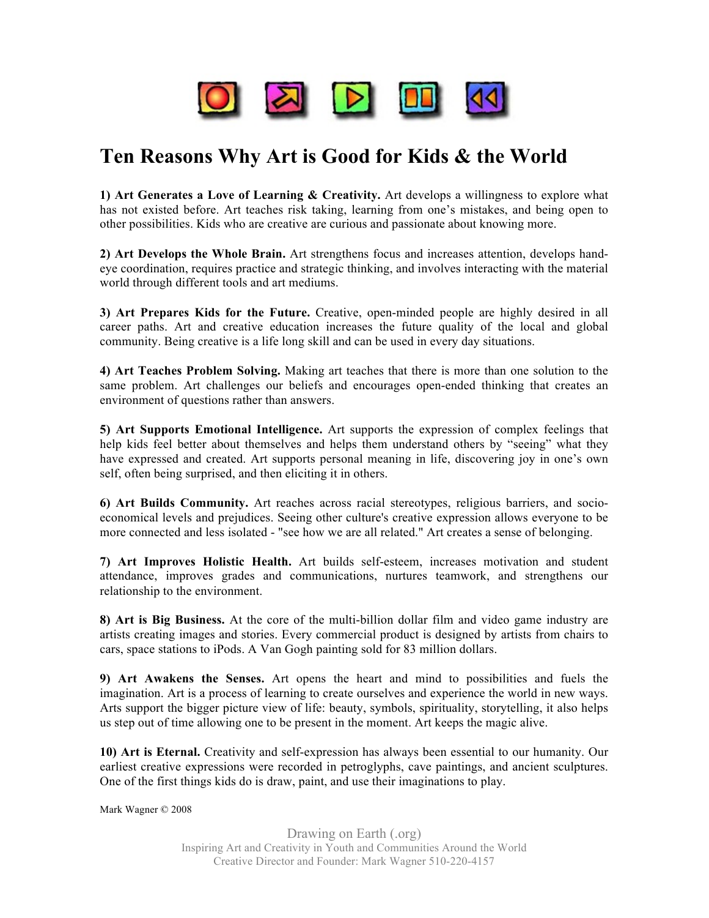# Ten Reasons Why Art is Good for Kids & the World

**1) Art Generates a Love of Learning & Creativity.** Art develops a willingness to explore what has not existed before. Art teaches risk taking, learning from one's mistakes, and being open to other possibilities. Kids who are creative are curious and passionate about knowing more.

**2) Art Develops the Whole Brain.** Art strengthens focus and increases attention, develops hand-eye coordination, requires practice and strategic thinking, and involves interacting with the material world through different tools and art mediums.

**3) Art Prepares Kids for the Future.** Creative, open-minded people are highly desired in all career paths. Art and creative education increases the future quality of the local and global community. Being creative is a life long skill and can be used in every day situations.

**4) Art Teaches Problem Solving.** Making art teaches that there is more than one solution to the same problem. Art challenges our beliefs and encourages open-ended thinking that creates an environment of questions rather than answers.

**5) Art Supports Emotional Intelligence.** Art supports the expression of complex feelings that help kids feel better about themselves and helps them understand others by "seeing" what they have expressed and created. Art supports personal meaning in life, discovering joy in one's own self, often being surprised, and then eliciting it in others.

**6) Art Builds Community.** Art reaches across racial stereotypes, religious barriers, and socio-economical levels and prejudices. Seeing other culture's creative expression allows everyone to be more connected and less isolated - "see how we are all related." Art creates a sense of belonging.

**7) Art Improves Holistic Health.** Art builds self-esteem, increases motivation and student attendance, improves grades and communications, nurtures teamwork, and strengthens our relationship to the environment.

**8) Art is Big Business.** At the core of the multi-billion dollar film and video game industry are artists creating images and stories. Every commercial product is designed by artists from chairs to cars, space stations to iPods. A Van Gogh painting sold for 83 million dollars.

**9) Art Awakens the Senses.** Art opens the heart and mind to possibilities and fuels the imagination. Art is a process of learning to create ourselves and experience the world in new ways. Arts support the bigger picture view of life: beauty, symbols, spirituality, storytelling, it also helps us step out of time allowing one to be present in the moment. Art keeps the magic alive.

**10) Art is Eternal.** Creativity and self-expression has always been essential to our humanity. Our earliest creative expressions were recorded in petroglyphs, cave paintings, and ancient sculptures. One of the first things kids do is draw, paint, and use their imaginations to play.

Mark Wagner © 2008

Drawing on Earth (.org)
Inspiring Art and Creativity in Youth and Communities Around the World
Creative Director and Founder: Mark Wagner 510-220-4157